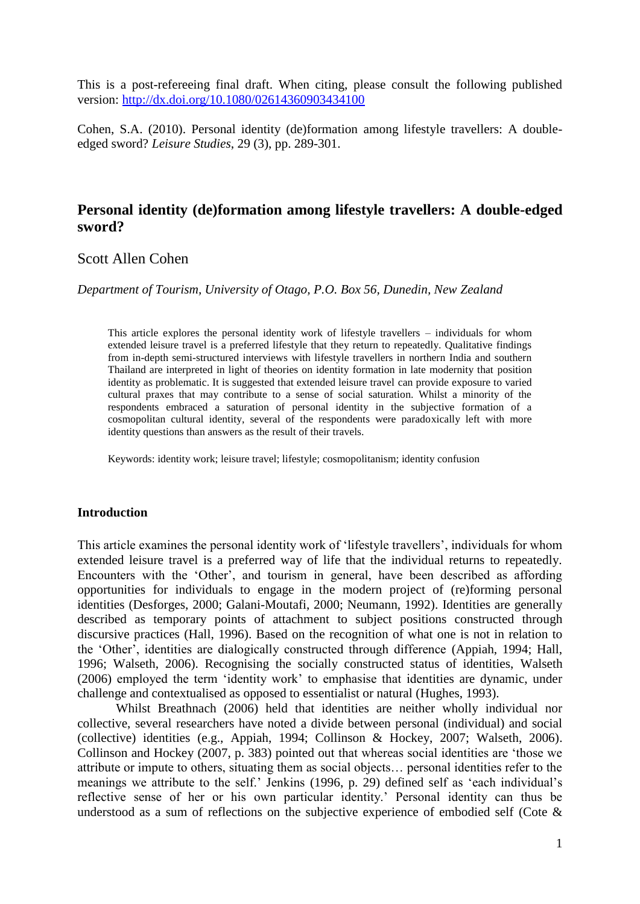This is a post-refereeing final draft. When citing, please consult the following published version: http://dx.doi.org/10.1080/02614360903434100

Cohen, S.A. (2010). Personal identity (de)formation among lifestyle travellers: A double-edged sword? *Leisure Studies*, 29 (3), pp. 289-301.

# Personal identity (de)formation among lifestyle travellers: A double-edged sword?

Scott Allen Cohen

*Department of Tourism, University of Otago, P.O. Box 56, Dunedin, New Zealand*

> This article explores the personal identity work of lifestyle travellers – individuals for whom extended leisure travel is a preferred lifestyle that they return to repeatedly. Qualitative findings from in-depth semi-structured interviews with lifestyle travellers in northern India and southern Thailand are interpreted in light of theories on identity formation in late modernity that position identity as problematic. It is suggested that extended leisure travel can provide exposure to varied cultural praxes that may contribute to a sense of social saturation. Whilst a minority of the respondents embraced a saturation of personal identity in the subjective formation of a cosmopolitan cultural identity, several of the respondents were paradoxically left with more identity questions than answers as the result of their travels.
>
> Keywords: identity work; leisure travel; lifestyle; cosmopolitanism; identity confusion

## Introduction

This article examines the personal identity work of 'lifestyle travellers', individuals for whom extended leisure travel is a preferred way of life that the individual returns to repeatedly. Encounters with the 'Other', and tourism in general, have been described as affording opportunities for individuals to engage in the modern project of (re)forming personal identities (Desforges, 2000; Galani-Moutafi, 2000; Neumann, 1992). Identities are generally described as temporary points of attachment to subject positions constructed through discursive practices (Hall, 1996). Based on the recognition of what one is not in relation to the 'Other', identities are dialogically constructed through difference (Appiah, 1994; Hall, 1996; Walseth, 2006). Recognising the socially constructed status of identities, Walseth (2006) employed the term 'identity work' to emphasise that identities are dynamic, under challenge and contextualised as opposed to essentialist or natural (Hughes, 1993).

Whilst Breathnach (2006) held that identities are neither wholly individual nor collective, several researchers have noted a divide between personal (individual) and social (collective) identities (e.g., Appiah, 1994; Collinson & Hockey, 2007; Walseth, 2006). Collinson and Hockey (2007, p. 383) pointed out that whereas social identities are 'those we attribute or impute to others, situating them as social objects… personal identities refer to the meanings we attribute to the self.' Jenkins (1996, p. 29) defined self as 'each individual's reflective sense of her or his own particular identity.' Personal identity can thus be understood as a sum of reflections on the subjective experience of embodied self (Cote &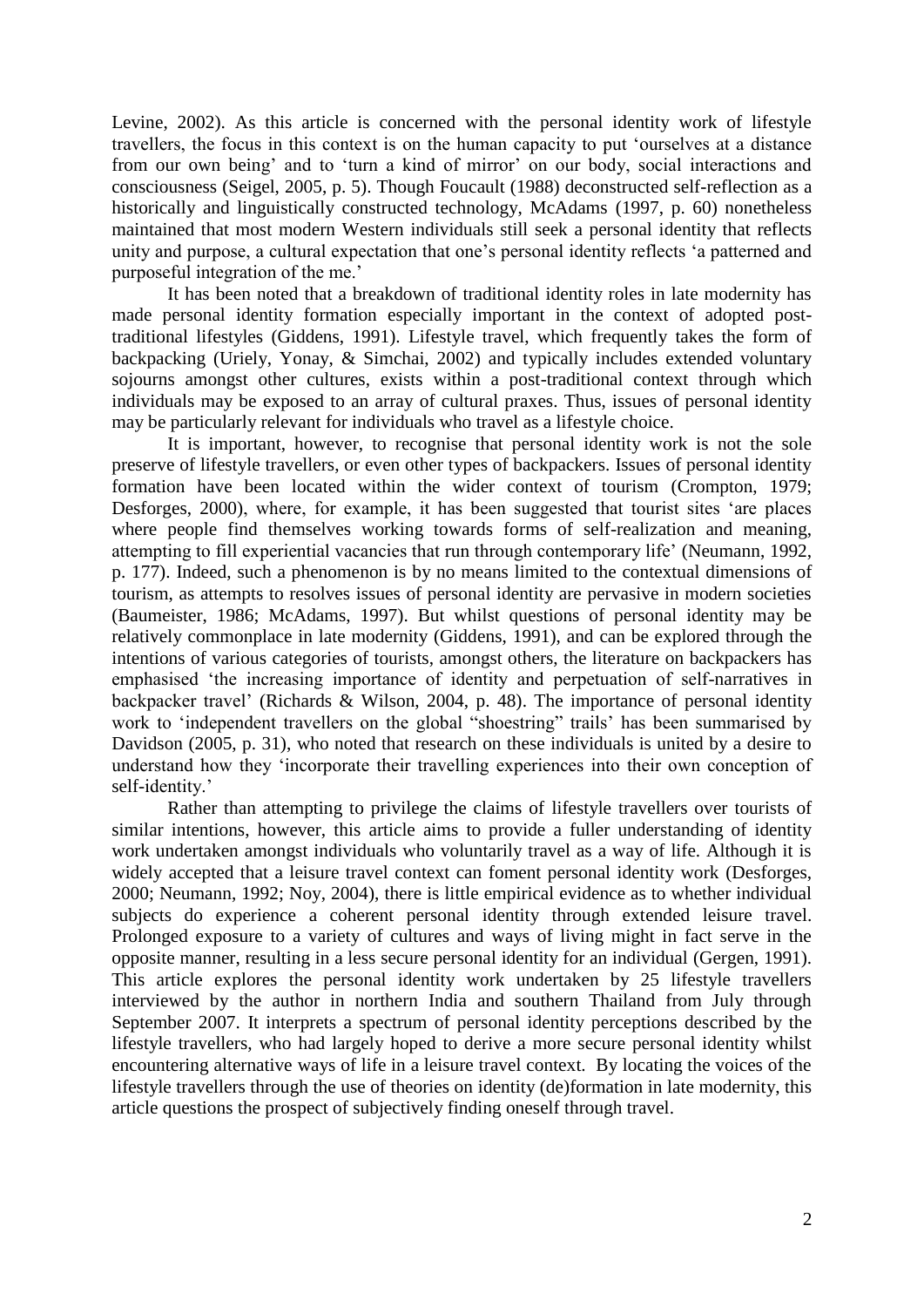Levine, 2002). As this article is concerned with the personal identity work of lifestyle travellers, the focus in this context is on the human capacity to put 'ourselves at a distance from our own being' and to 'turn a kind of mirror' on our body, social interactions and consciousness (Seigel, 2005, p. 5). Though Foucault (1988) deconstructed self-reflection as a historically and linguistically constructed technology, McAdams (1997, p. 60) nonetheless maintained that most modern Western individuals still seek a personal identity that reflects unity and purpose, a cultural expectation that one's personal identity reflects 'a patterned and purposeful integration of the me.'

It has been noted that a breakdown of traditional identity roles in late modernity has made personal identity formation especially important in the context of adopted post-traditional lifestyles (Giddens, 1991). Lifestyle travel, which frequently takes the form of backpacking (Uriely, Yonay, & Simchai, 2002) and typically includes extended voluntary sojourns amongst other cultures, exists within a post-traditional context through which individuals may be exposed to an array of cultural praxes. Thus, issues of personal identity may be particularly relevant for individuals who travel as a lifestyle choice.

It is important, however, to recognise that personal identity work is not the sole preserve of lifestyle travellers, or even other types of backpackers. Issues of personal identity formation have been located within the wider context of tourism (Crompton, 1979; Desforges, 2000), where, for example, it has been suggested that tourist sites 'are places where people find themselves working towards forms of self-realization and meaning, attempting to fill experiential vacancies that run through contemporary life' (Neumann, 1992, p. 177). Indeed, such a phenomenon is by no means limited to the contextual dimensions of tourism, as attempts to resolves issues of personal identity are pervasive in modern societies (Baumeister, 1986; McAdams, 1997). But whilst questions of personal identity may be relatively commonplace in late modernity (Giddens, 1991), and can be explored through the intentions of various categories of tourists, amongst others, the literature on backpackers has emphasised 'the increasing importance of identity and perpetuation of self-narratives in backpacker travel' (Richards & Wilson, 2004, p. 48). The importance of personal identity work to 'independent travellers on the global "shoestring" trails' has been summarised by Davidson (2005, p. 31), who noted that research on these individuals is united by a desire to understand how they 'incorporate their travelling experiences into their own conception of self-identity.'

Rather than attempting to privilege the claims of lifestyle travellers over tourists of similar intentions, however, this article aims to provide a fuller understanding of identity work undertaken amongst individuals who voluntarily travel as a way of life. Although it is widely accepted that a leisure travel context can foment personal identity work (Desforges, 2000; Neumann, 1992; Noy, 2004), there is little empirical evidence as to whether individual subjects do experience a coherent personal identity through extended leisure travel. Prolonged exposure to a variety of cultures and ways of living might in fact serve in the opposite manner, resulting in a less secure personal identity for an individual (Gergen, 1991). This article explores the personal identity work undertaken by 25 lifestyle travellers interviewed by the author in northern India and southern Thailand from July through September 2007. It interprets a spectrum of personal identity perceptions described by the lifestyle travellers, who had largely hoped to derive a more secure personal identity whilst encountering alternative ways of life in a leisure travel context. By locating the voices of the lifestyle travellers through the use of theories on identity (de)formation in late modernity, this article questions the prospect of subjectively finding oneself through travel.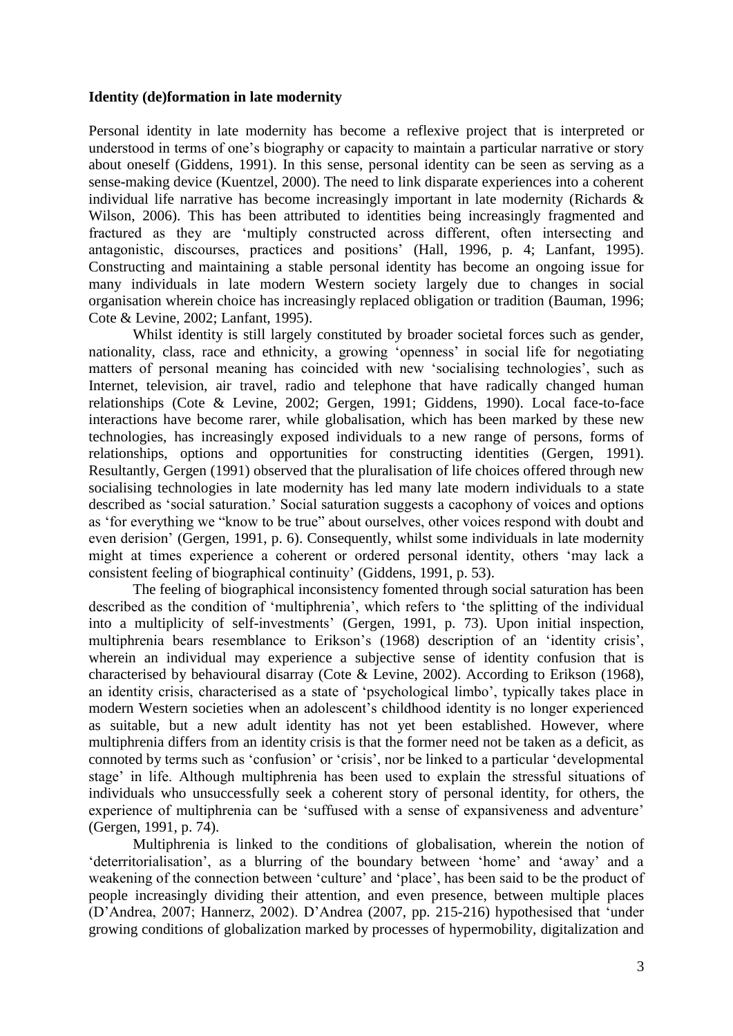**Identity (de)formation in late modernity**

Personal identity in late modernity has become a reflexive project that is interpreted or understood in terms of one's biography or capacity to maintain a particular narrative or story about oneself (Giddens, 1991). In this sense, personal identity can be seen as serving as a sense-making device (Kuentzel, 2000). The need to link disparate experiences into a coherent individual life narrative has become increasingly important in late modernity (Richards & Wilson, 2006). This has been attributed to identities being increasingly fragmented and fractured as they are 'multiply constructed across different, often intersecting and antagonistic, discourses, practices and positions' (Hall, 1996, p. 4; Lanfant, 1995). Constructing and maintaining a stable personal identity has become an ongoing issue for many individuals in late modern Western society largely due to changes in social organisation wherein choice has increasingly replaced obligation or tradition (Bauman, 1996; Cote & Levine, 2002; Lanfant, 1995).

Whilst identity is still largely constituted by broader societal forces such as gender, nationality, class, race and ethnicity, a growing 'openness' in social life for negotiating matters of personal meaning has coincided with new 'socialising technologies', such as Internet, television, air travel, radio and telephone that have radically changed human relationships (Cote & Levine, 2002; Gergen, 1991; Giddens, 1990). Local face-to-face interactions have become rarer, while globalisation, which has been marked by these new technologies, has increasingly exposed individuals to a new range of persons, forms of relationships, options and opportunities for constructing identities (Gergen, 1991). Resultantly, Gergen (1991) observed that the pluralisation of life choices offered through new socialising technologies in late modernity has led many late modern individuals to a state described as 'social saturation.' Social saturation suggests a cacophony of voices and options as 'for everything we "know to be true" about ourselves, other voices respond with doubt and even derision' (Gergen, 1991, p. 6). Consequently, whilst some individuals in late modernity might at times experience a coherent or ordered personal identity, others 'may lack a consistent feeling of biographical continuity' (Giddens, 1991, p. 53).

The feeling of biographical inconsistency fomented through social saturation has been described as the condition of 'multiphrenia', which refers to 'the splitting of the individual into a multiplicity of self-investments' (Gergen, 1991, p. 73). Upon initial inspection, multiphrenia bears resemblance to Erikson's (1968) description of an 'identity crisis', wherein an individual may experience a subjective sense of identity confusion that is characterised by behavioural disarray (Cote & Levine, 2002). According to Erikson (1968), an identity crisis, characterised as a state of 'psychological limbo', typically takes place in modern Western societies when an adolescent's childhood identity is no longer experienced as suitable, but a new adult identity has not yet been established. However, where multiphrenia differs from an identity crisis is that the former need not be taken as a deficit, as connoted by terms such as 'confusion' or 'crisis', nor be linked to a particular 'developmental stage' in life. Although multiphrenia has been used to explain the stressful situations of individuals who unsuccessfully seek a coherent story of personal identity, for others, the experience of multiphrenia can be 'suffused with a sense of expansiveness and adventure' (Gergen, 1991, p. 74).

Multiphrenia is linked to the conditions of globalisation, wherein the notion of 'deterritorialisation', as a blurring of the boundary between 'home' and 'away' and a weakening of the connection between 'culture' and 'place', has been said to be the product of people increasingly dividing their attention, and even presence, between multiple places (D'Andrea, 2007; Hannerz, 2002). D'Andrea (2007, pp. 215-216) hypothesised that 'under growing conditions of globalization marked by processes of hypermobility, digitalization and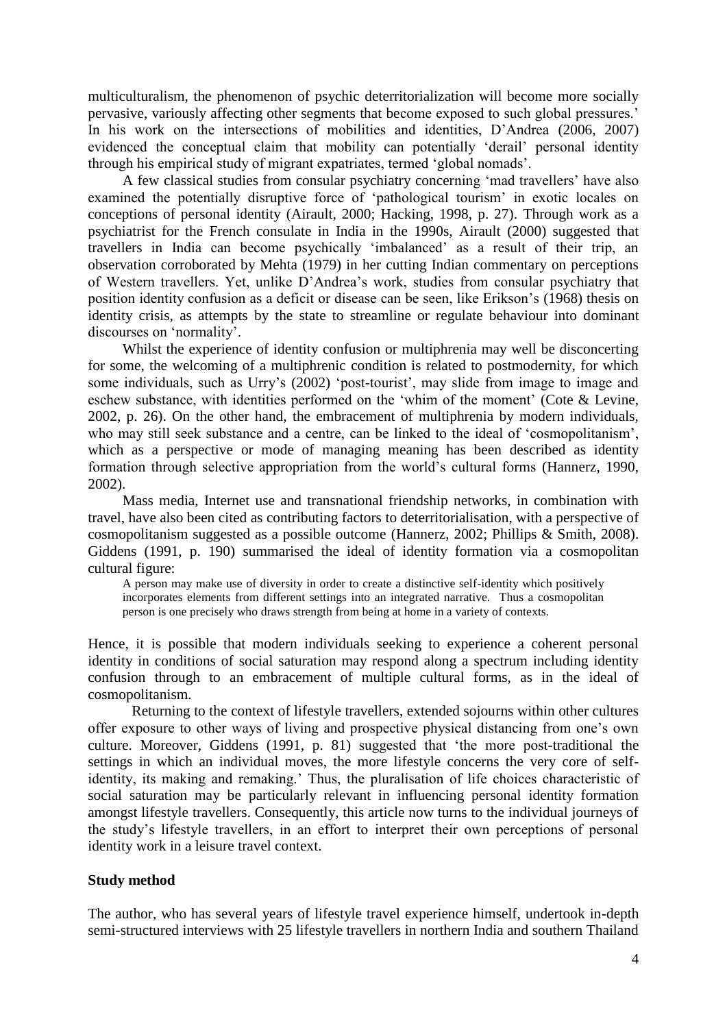multiculturalism, the phenomenon of psychic deterritorialization will become more socially pervasive, variously affecting other segments that become exposed to such global pressures.' In his work on the intersections of mobilities and identities, D'Andrea (2006, 2007) evidenced the conceptual claim that mobility can potentially 'derail' personal identity through his empirical study of migrant expatriates, termed 'global nomads'.

A few classical studies from consular psychiatry concerning 'mad travellers' have also examined the potentially disruptive force of 'pathological tourism' in exotic locales on conceptions of personal identity (Airault, 2000; Hacking, 1998, p. 27). Through work as a psychiatrist for the French consulate in India in the 1990s, Airault (2000) suggested that travellers in India can become psychically 'imbalanced' as a result of their trip, an observation corroborated by Mehta (1979) in her cutting Indian commentary on perceptions of Western travellers. Yet, unlike D'Andrea's work, studies from consular psychiatry that position identity confusion as a deficit or disease can be seen, like Erikson's (1968) thesis on identity crisis, as attempts by the state to streamline or regulate behaviour into dominant discourses on 'normality'.

Whilst the experience of identity confusion or multiphrenia may well be disconcerting for some, the welcoming of a multiphrenic condition is related to postmodernity, for which some individuals, such as Urry's (2002) 'post-tourist', may slide from image to image and eschew substance, with identities performed on the 'whim of the moment' (Cote & Levine, 2002, p. 26). On the other hand, the embracement of multiphrenia by modern individuals, who may still seek substance and a centre, can be linked to the ideal of 'cosmopolitanism', which as a perspective or mode of managing meaning has been described as identity formation through selective appropriation from the world's cultural forms (Hannerz, 1990, 2002).

Mass media, Internet use and transnational friendship networks, in combination with travel, have also been cited as contributing factors to deterritorialisation, with a perspective of cosmopolitanism suggested as a possible outcome (Hannerz, 2002; Phillips & Smith, 2008). Giddens (1991, p. 190) summarised the ideal of identity formation via a cosmopolitan cultural figure:

> A person may make use of diversity in order to create a distinctive self-identity which positively incorporates elements from different settings into an integrated narrative. Thus a cosmopolitan person is one precisely who draws strength from being at home in a variety of contexts.

Hence, it is possible that modern individuals seeking to experience a coherent personal identity in conditions of social saturation may respond along a spectrum including identity confusion through to an embracement of multiple cultural forms, as in the ideal of cosmopolitanism.

Returning to the context of lifestyle travellers, extended sojourns within other cultures offer exposure to other ways of living and prospective physical distancing from one's own culture. Moreover, Giddens (1991, p. 81) suggested that 'the more post-traditional the settings in which an individual moves, the more lifestyle concerns the very core of self-identity, its making and remaking.' Thus, the pluralisation of life choices characteristic of social saturation may be particularly relevant in influencing personal identity formation amongst lifestyle travellers. Consequently, this article now turns to the individual journeys of the study's lifestyle travellers, in an effort to interpret their own perceptions of personal identity work in a leisure travel context.

**Study method**

The author, who has several years of lifestyle travel experience himself, undertook in-depth semi-structured interviews with 25 lifestyle travellers in northern India and southern Thailand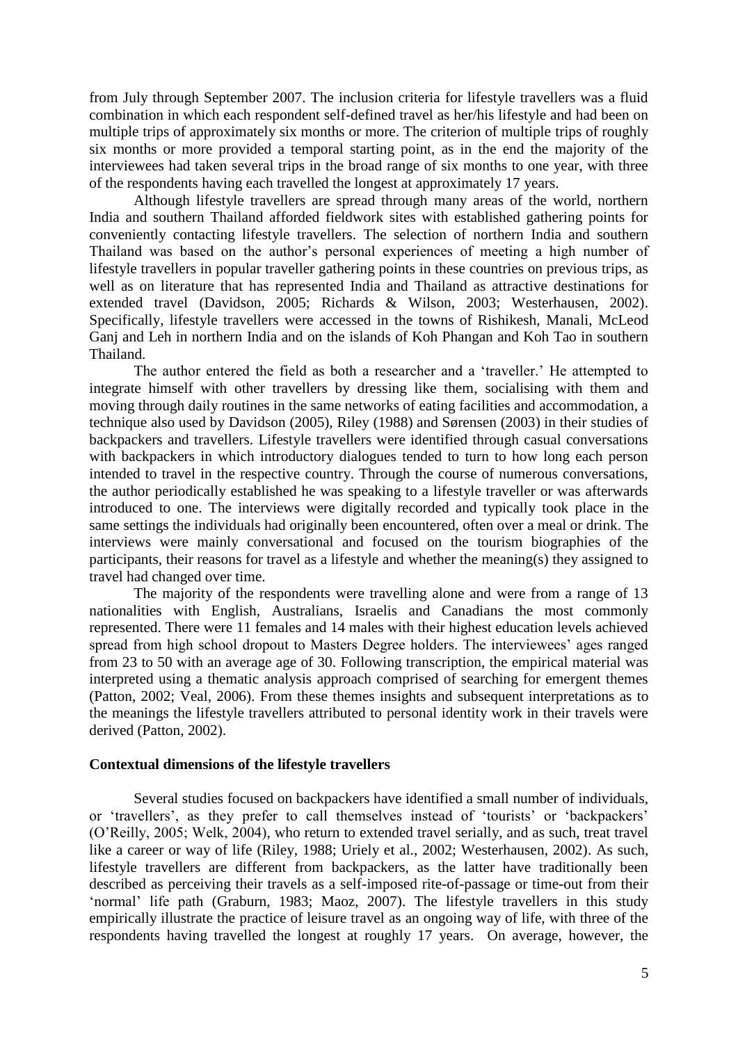from July through September 2007. The inclusion criteria for lifestyle travellers was a fluid combination in which each respondent self-defined travel as her/his lifestyle and had been on multiple trips of approximately six months or more. The criterion of multiple trips of roughly six months or more provided a temporal starting point, as in the end the majority of the interviewees had taken several trips in the broad range of six months to one year, with three of the respondents having each travelled the longest at approximately 17 years.

Although lifestyle travellers are spread through many areas of the world, northern India and southern Thailand afforded fieldwork sites with established gathering points for conveniently contacting lifestyle travellers. The selection of northern India and southern Thailand was based on the author's personal experiences of meeting a high number of lifestyle travellers in popular traveller gathering points in these countries on previous trips, as well as on literature that has represented India and Thailand as attractive destinations for extended travel (Davidson, 2005; Richards & Wilson, 2003; Westerhausen, 2002). Specifically, lifestyle travellers were accessed in the towns of Rishikesh, Manali, McLeod Ganj and Leh in northern India and on the islands of Koh Phangan and Koh Tao in southern Thailand.

The author entered the field as both a researcher and a 'traveller.' He attempted to integrate himself with other travellers by dressing like them, socialising with them and moving through daily routines in the same networks of eating facilities and accommodation, a technique also used by Davidson (2005), Riley (1988) and Sørensen (2003) in their studies of backpackers and travellers. Lifestyle travellers were identified through casual conversations with backpackers in which introductory dialogues tended to turn to how long each person intended to travel in the respective country. Through the course of numerous conversations, the author periodically established he was speaking to a lifestyle traveller or was afterwards introduced to one. The interviews were digitally recorded and typically took place in the same settings the individuals had originally been encountered, often over a meal or drink. The interviews were mainly conversational and focused on the tourism biographies of the participants, their reasons for travel as a lifestyle and whether the meaning(s) they assigned to travel had changed over time.

The majority of the respondents were travelling alone and were from a range of 13 nationalities with English, Australians, Israelis and Canadians the most commonly represented. There were 11 females and 14 males with their highest education levels achieved spread from high school dropout to Masters Degree holders. The interviewees' ages ranged from 23 to 50 with an average age of 30. Following transcription, the empirical material was interpreted using a thematic analysis approach comprised of searching for emergent themes (Patton, 2002; Veal, 2006). From these themes insights and subsequent interpretations as to the meanings the lifestyle travellers attributed to personal identity work in their travels were derived (Patton, 2002).

## Contextual dimensions of the lifestyle travellers

Several studies focused on backpackers have identified a small number of individuals, or 'travellers', as they prefer to call themselves instead of 'tourists' or 'backpackers' (O'Reilly, 2005; Welk, 2004), who return to extended travel serially, and as such, treat travel like a career or way of life (Riley, 1988; Uriely et al., 2002; Westerhausen, 2002). As such, lifestyle travellers are different from backpackers, as the latter have traditionally been described as perceiving their travels as a self-imposed rite-of-passage or time-out from their 'normal' life path (Graburn, 1983; Maoz, 2007). The lifestyle travellers in this study empirically illustrate the practice of leisure travel as an ongoing way of life, with three of the respondents having travelled the longest at roughly 17 years. On average, however, the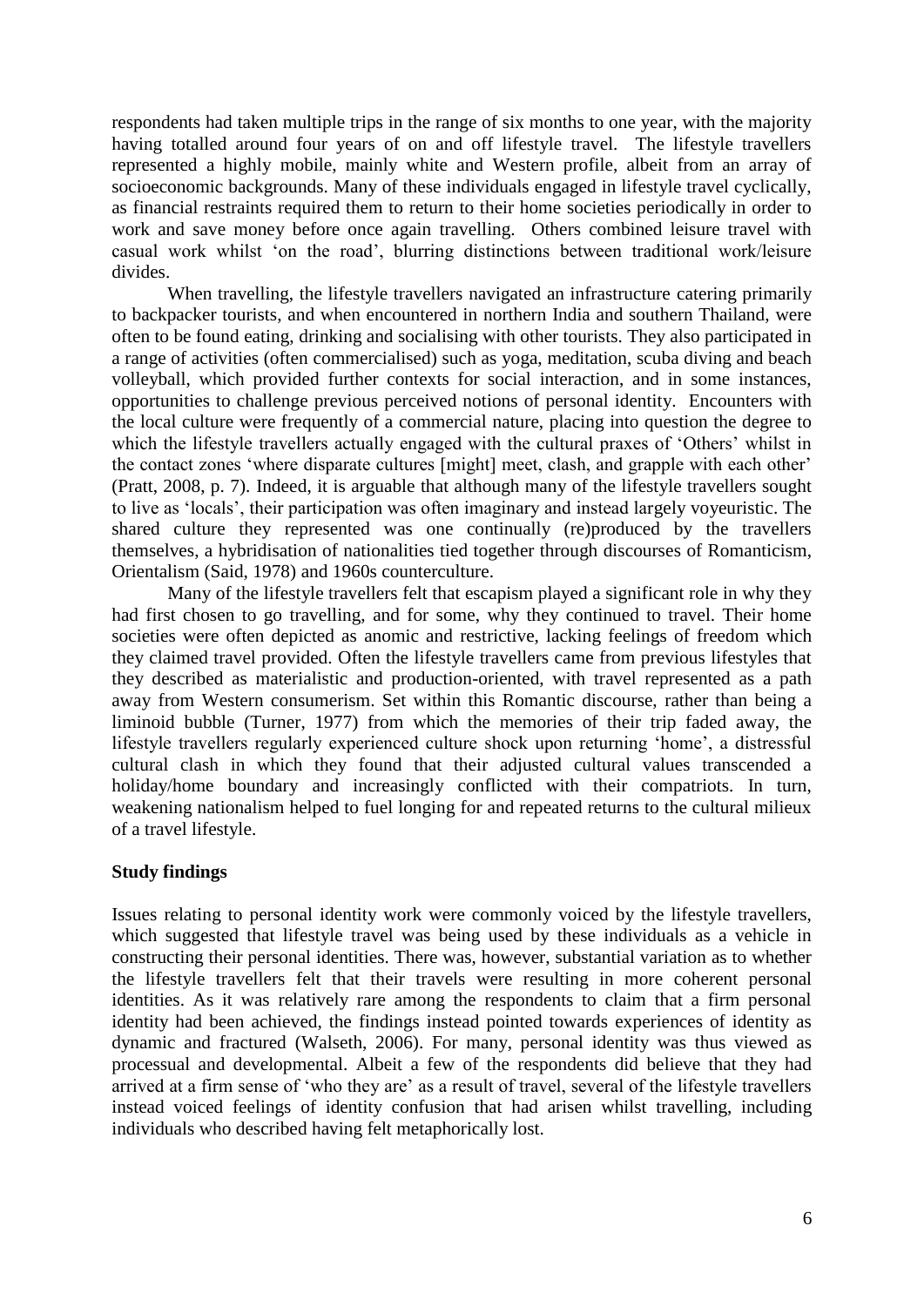respondents had taken multiple trips in the range of six months to one year, with the majority having totalled around four years of on and off lifestyle travel. The lifestyle travellers represented a highly mobile, mainly white and Western profile, albeit from an array of socioeconomic backgrounds. Many of these individuals engaged in lifestyle travel cyclically, as financial restraints required them to return to their home societies periodically in order to work and save money before once again travelling. Others combined leisure travel with casual work whilst 'on the road', blurring distinctions between traditional work/leisure divides.

When travelling, the lifestyle travellers navigated an infrastructure catering primarily to backpacker tourists, and when encountered in northern India and southern Thailand, were often to be found eating, drinking and socialising with other tourists. They also participated in a range of activities (often commercialised) such as yoga, meditation, scuba diving and beach volleyball, which provided further contexts for social interaction, and in some instances, opportunities to challenge previous perceived notions of personal identity. Encounters with the local culture were frequently of a commercial nature, placing into question the degree to which the lifestyle travellers actually engaged with the cultural praxes of 'Others' whilst in the contact zones 'where disparate cultures [might] meet, clash, and grapple with each other' (Pratt, 2008, p. 7). Indeed, it is arguable that although many of the lifestyle travellers sought to live as 'locals', their participation was often imaginary and instead largely voyeuristic. The shared culture they represented was one continually (re)produced by the travellers themselves, a hybridisation of nationalities tied together through discourses of Romanticism, Orientalism (Said, 1978) and 1960s counterculture.

Many of the lifestyle travellers felt that escapism played a significant role in why they had first chosen to go travelling, and for some, why they continued to travel. Their home societies were often depicted as anomic and restrictive, lacking feelings of freedom which they claimed travel provided. Often the lifestyle travellers came from previous lifestyles that they described as materialistic and production-oriented, with travel represented as a path away from Western consumerism. Set within this Romantic discourse, rather than being a liminoid bubble (Turner, 1977) from which the memories of their trip faded away, the lifestyle travellers regularly experienced culture shock upon returning 'home', a distressful cultural clash in which they found that their adjusted cultural values transcended a holiday/home boundary and increasingly conflicted with their compatriots. In turn, weakening nationalism helped to fuel longing for and repeated returns to the cultural milieux of a travel lifestyle.

**Study findings**

Issues relating to personal identity work were commonly voiced by the lifestyle travellers, which suggested that lifestyle travel was being used by these individuals as a vehicle in constructing their personal identities. There was, however, substantial variation as to whether the lifestyle travellers felt that their travels were resulting in more coherent personal identities. As it was relatively rare among the respondents to claim that a firm personal identity had been achieved, the findings instead pointed towards experiences of identity as dynamic and fractured (Walseth, 2006). For many, personal identity was thus viewed as processual and developmental. Albeit a few of the respondents did believe that they had arrived at a firm sense of 'who they are' as a result of travel, several of the lifestyle travellers instead voiced feelings of identity confusion that had arisen whilst travelling, including individuals who described having felt metaphorically lost.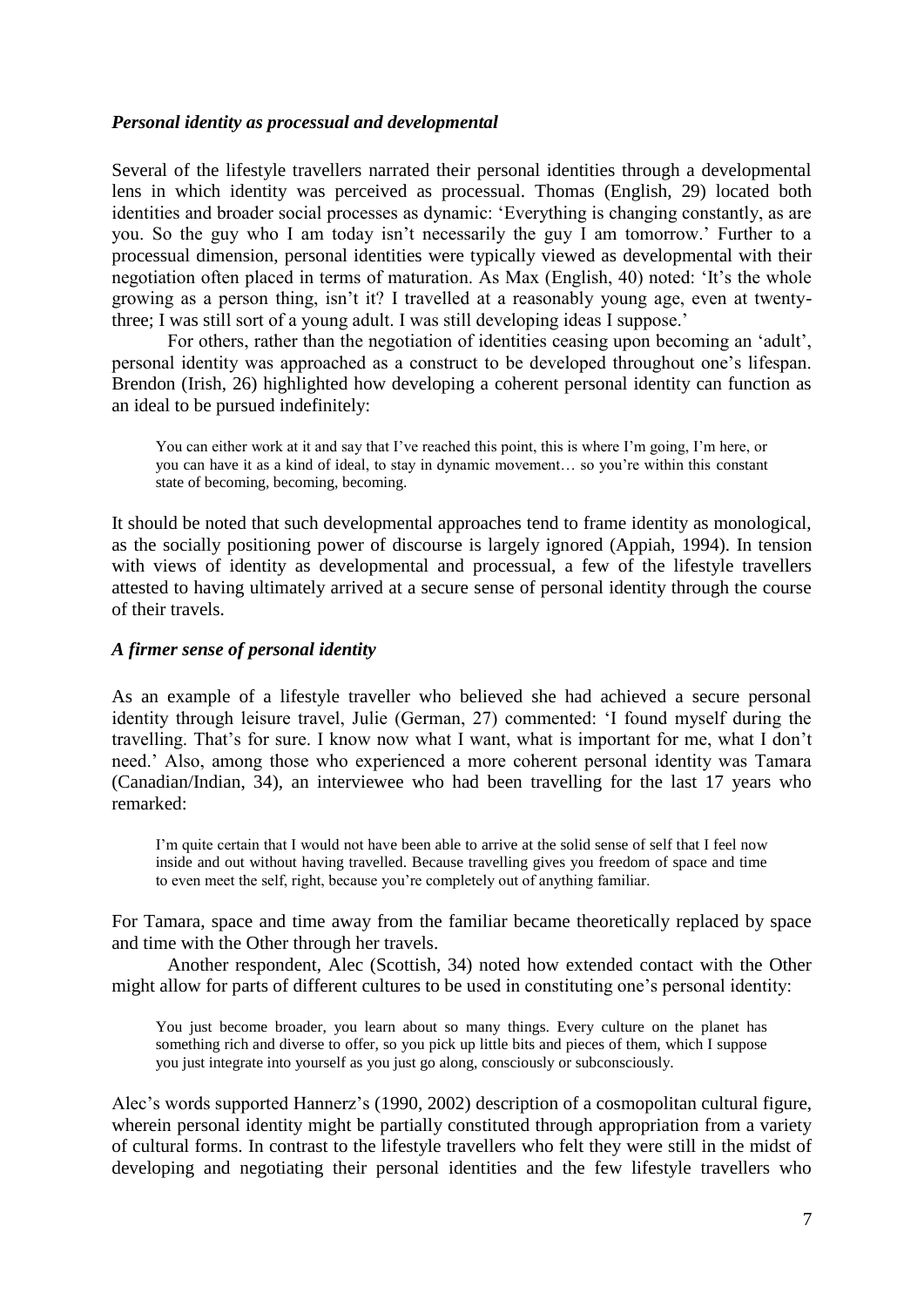### *Personal identity as processual and developmental*

Several of the lifestyle travellers narrated their personal identities through a developmental lens in which identity was perceived as processual. Thomas (English, 29) located both identities and broader social processes as dynamic: 'Everything is changing constantly, as are you. So the guy who I am today isn't necessarily the guy I am tomorrow.' Further to a processual dimension, personal identities were typically viewed as developmental with their negotiation often placed in terms of maturation. As Max (English, 40) noted: 'It's the whole growing as a person thing, isn't it? I travelled at a reasonably young age, even at twenty-three; I was still sort of a young adult. I was still developing ideas I suppose.'

For others, rather than the negotiation of identities ceasing upon becoming an 'adult', personal identity was approached as a construct to be developed throughout one's lifespan. Brendon (Irish, 26) highlighted how developing a coherent personal identity can function as an ideal to be pursued indefinitely:

> You can either work at it and say that I've reached this point, this is where I'm going, I'm here, or you can have it as a kind of ideal, to stay in dynamic movement… so you're within this constant state of becoming, becoming, becoming.

It should be noted that such developmental approaches tend to frame identity as monological, as the socially positioning power of discourse is largely ignored (Appiah, 1994). In tension with views of identity as developmental and processual, a few of the lifestyle travellers attested to having ultimately arrived at a secure sense of personal identity through the course of their travels.

### *A firmer sense of personal identity*

As an example of a lifestyle traveller who believed she had achieved a secure personal identity through leisure travel, Julie (German, 27) commented: 'I found myself during the travelling. That's for sure. I know now what I want, what is important for me, what I don't need.' Also, among those who experienced a more coherent personal identity was Tamara (Canadian/Indian, 34), an interviewee who had been travelling for the last 17 years who remarked:

> I'm quite certain that I would not have been able to arrive at the solid sense of self that I feel now inside and out without having travelled. Because travelling gives you freedom of space and time to even meet the self, right, because you're completely out of anything familiar.

For Tamara, space and time away from the familiar became theoretically replaced by space and time with the Other through her travels.

Another respondent, Alec (Scottish, 34) noted how extended contact with the Other might allow for parts of different cultures to be used in constituting one's personal identity:

> You just become broader, you learn about so many things. Every culture on the planet has something rich and diverse to offer, so you pick up little bits and pieces of them, which I suppose you just integrate into yourself as you just go along, consciously or subconsciously.

Alec's words supported Hannerz's (1990, 2002) description of a cosmopolitan cultural figure, wherein personal identity might be partially constituted through appropriation from a variety of cultural forms. In contrast to the lifestyle travellers who felt they were still in the midst of developing and negotiating their personal identities and the few lifestyle travellers who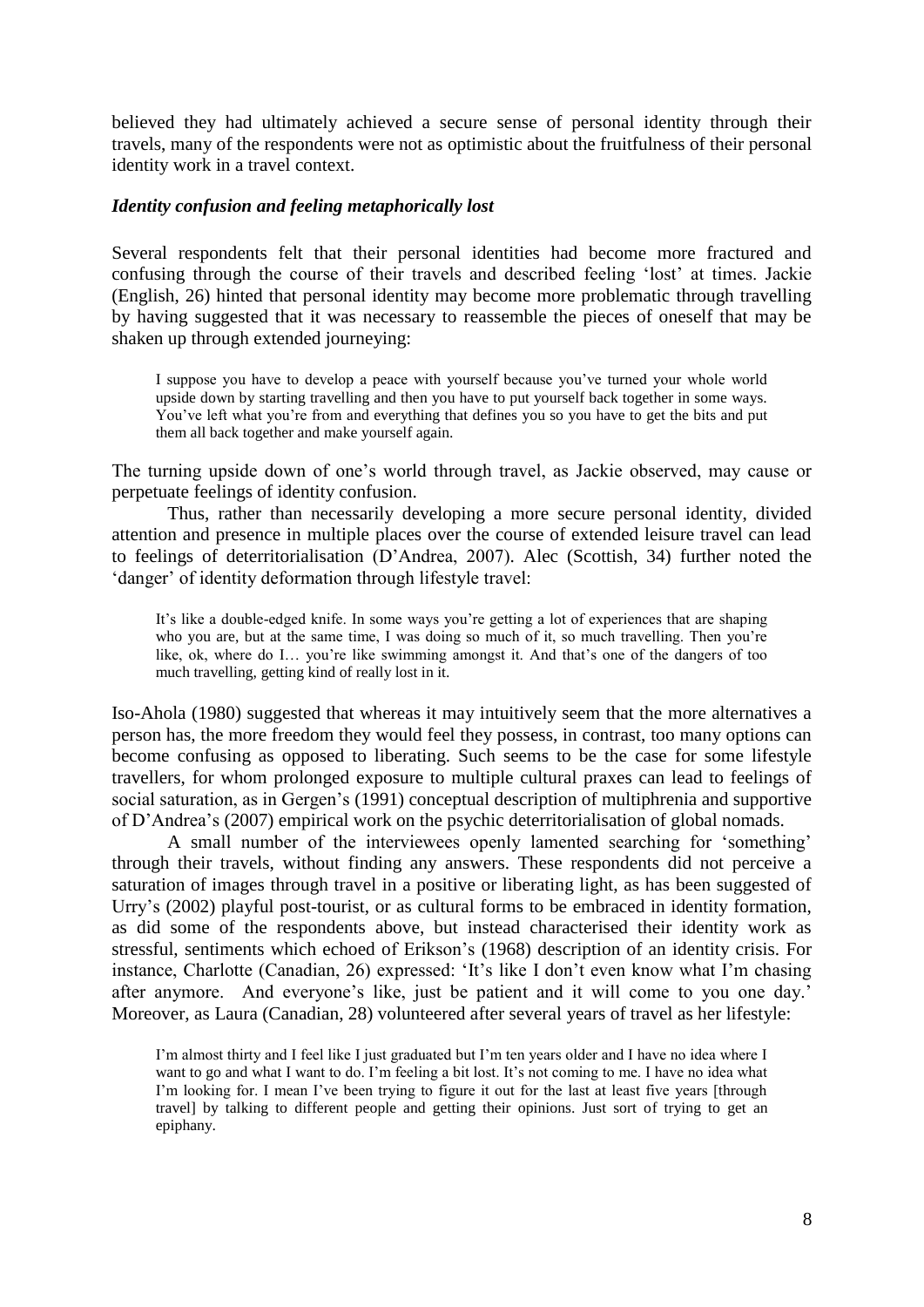believed they had ultimately achieved a secure sense of personal identity through their travels, many of the respondents were not as optimistic about the fruitfulness of their personal identity work in a travel context.

### *Identity confusion and feeling metaphorically lost*

Several respondents felt that their personal identities had become more fractured and confusing through the course of their travels and described feeling 'lost' at times. Jackie (English, 26) hinted that personal identity may become more problematic through travelling by having suggested that it was necessary to reassemble the pieces of oneself that may be shaken up through extended journeying:

> I suppose you have to develop a peace with yourself because you've turned your whole world upside down by starting travelling and then you have to put yourself back together in some ways. You've left what you're from and everything that defines you so you have to get the bits and put them all back together and make yourself again.

The turning upside down of one's world through travel, as Jackie observed, may cause or perpetuate feelings of identity confusion.

Thus, rather than necessarily developing a more secure personal identity, divided attention and presence in multiple places over the course of extended leisure travel can lead to feelings of deterritorialisation (D'Andrea, 2007). Alec (Scottish, 34) further noted the 'danger' of identity deformation through lifestyle travel:

> It's like a double-edged knife. In some ways you're getting a lot of experiences that are shaping who you are, but at the same time, I was doing so much of it, so much travelling. Then you're like, ok, where do I… you're like swimming amongst it. And that's one of the dangers of too much travelling, getting kind of really lost in it.

Iso-Ahola (1980) suggested that whereas it may intuitively seem that the more alternatives a person has, the more freedom they would feel they possess, in contrast, too many options can become confusing as opposed to liberating. Such seems to be the case for some lifestyle travellers, for whom prolonged exposure to multiple cultural praxes can lead to feelings of social saturation, as in Gergen's (1991) conceptual description of multiphrenia and supportive of D'Andrea's (2007) empirical work on the psychic deterritorialisation of global nomads.

A small number of the interviewees openly lamented searching for 'something' through their travels, without finding any answers. These respondents did not perceive a saturation of images through travel in a positive or liberating light, as has been suggested of Urry's (2002) playful post-tourist, or as cultural forms to be embraced in identity formation, as did some of the respondents above, but instead characterised their identity work as stressful, sentiments which echoed of Erikson's (1968) description of an identity crisis. For instance, Charlotte (Canadian, 26) expressed: 'It's like I don't even know what I'm chasing after anymore. And everyone's like, just be patient and it will come to you one day.' Moreover, as Laura (Canadian, 28) volunteered after several years of travel as her lifestyle:

> I'm almost thirty and I feel like I just graduated but I'm ten years older and I have no idea where I want to go and what I want to do. I'm feeling a bit lost. It's not coming to me. I have no idea what I'm looking for. I mean I've been trying to figure it out for the last at least five years [through travel] by talking to different people and getting their opinions. Just sort of trying to get an epiphany.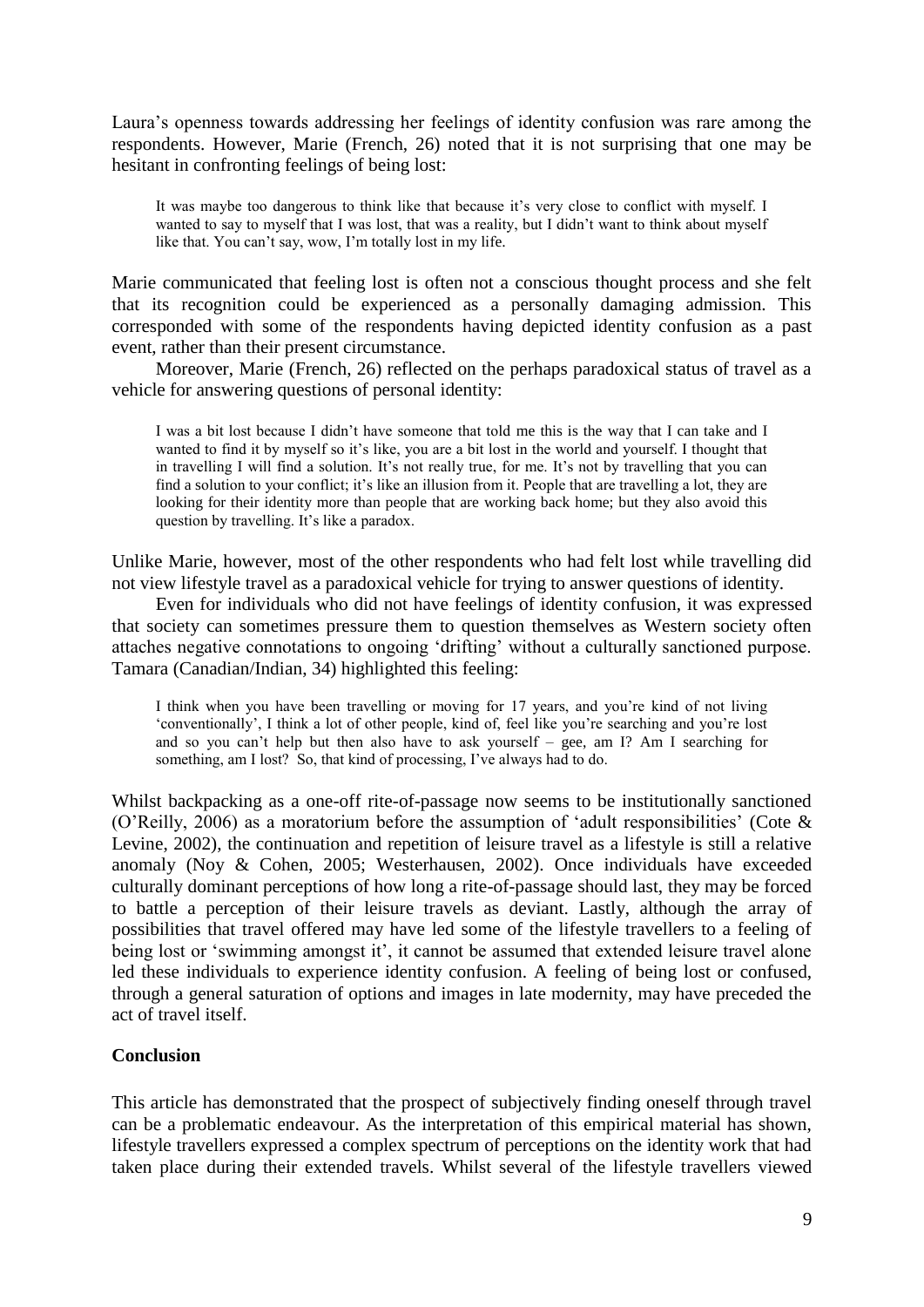Laura's openness towards addressing her feelings of identity confusion was rare among the respondents. However, Marie (French, 26) noted that it is not surprising that one may be hesitant in confronting feelings of being lost:

> It was maybe too dangerous to think like that because it's very close to conflict with myself. I wanted to say to myself that I was lost, that was a reality, but I didn't want to think about myself like that. You can't say, wow, I'm totally lost in my life.

Marie communicated that feeling lost is often not a conscious thought process and she felt that its recognition could be experienced as a personally damaging admission. This corresponded with some of the respondents having depicted identity confusion as a past event, rather than their present circumstance.

Moreover, Marie (French, 26) reflected on the perhaps paradoxical status of travel as a vehicle for answering questions of personal identity:

> I was a bit lost because I didn't have someone that told me this is the way that I can take and I wanted to find it by myself so it's like, you are a bit lost in the world and yourself. I thought that in travelling I will find a solution. It's not really true, for me. It's not by travelling that you can find a solution to your conflict; it's like an illusion from it. People that are travelling a lot, they are looking for their identity more than people that are working back home; but they also avoid this question by travelling. It's like a paradox.

Unlike Marie, however, most of the other respondents who had felt lost while travelling did not view lifestyle travel as a paradoxical vehicle for trying to answer questions of identity.

Even for individuals who did not have feelings of identity confusion, it was expressed that society can sometimes pressure them to question themselves as Western society often attaches negative connotations to ongoing 'drifting' without a culturally sanctioned purpose. Tamara (Canadian/Indian, 34) highlighted this feeling:

> I think when you have been travelling or moving for 17 years, and you're kind of not living 'conventionally', I think a lot of other people, kind of, feel like you're searching and you're lost and so you can't help but then also have to ask yourself – gee, am I? Am I searching for something, am I lost? So, that kind of processing, I've always had to do.

Whilst backpacking as a one-off rite-of-passage now seems to be institutionally sanctioned (O'Reilly, 2006) as a moratorium before the assumption of 'adult responsibilities' (Cote & Levine, 2002), the continuation and repetition of leisure travel as a lifestyle is still a relative anomaly (Noy & Cohen, 2005; Westerhausen, 2002). Once individuals have exceeded culturally dominant perceptions of how long a rite-of-passage should last, they may be forced to battle a perception of their leisure travels as deviant. Lastly, although the array of possibilities that travel offered may have led some of the lifestyle travellers to a feeling of being lost or 'swimming amongst it', it cannot be assumed that extended leisure travel alone led these individuals to experience identity confusion. A feeling of being lost or confused, through a general saturation of options and images in late modernity, may have preceded the act of travel itself.

**Conclusion**

This article has demonstrated that the prospect of subjectively finding oneself through travel can be a problematic endeavour. As the interpretation of this empirical material has shown, lifestyle travellers expressed a complex spectrum of perceptions on the identity work that had taken place during their extended travels. Whilst several of the lifestyle travellers viewed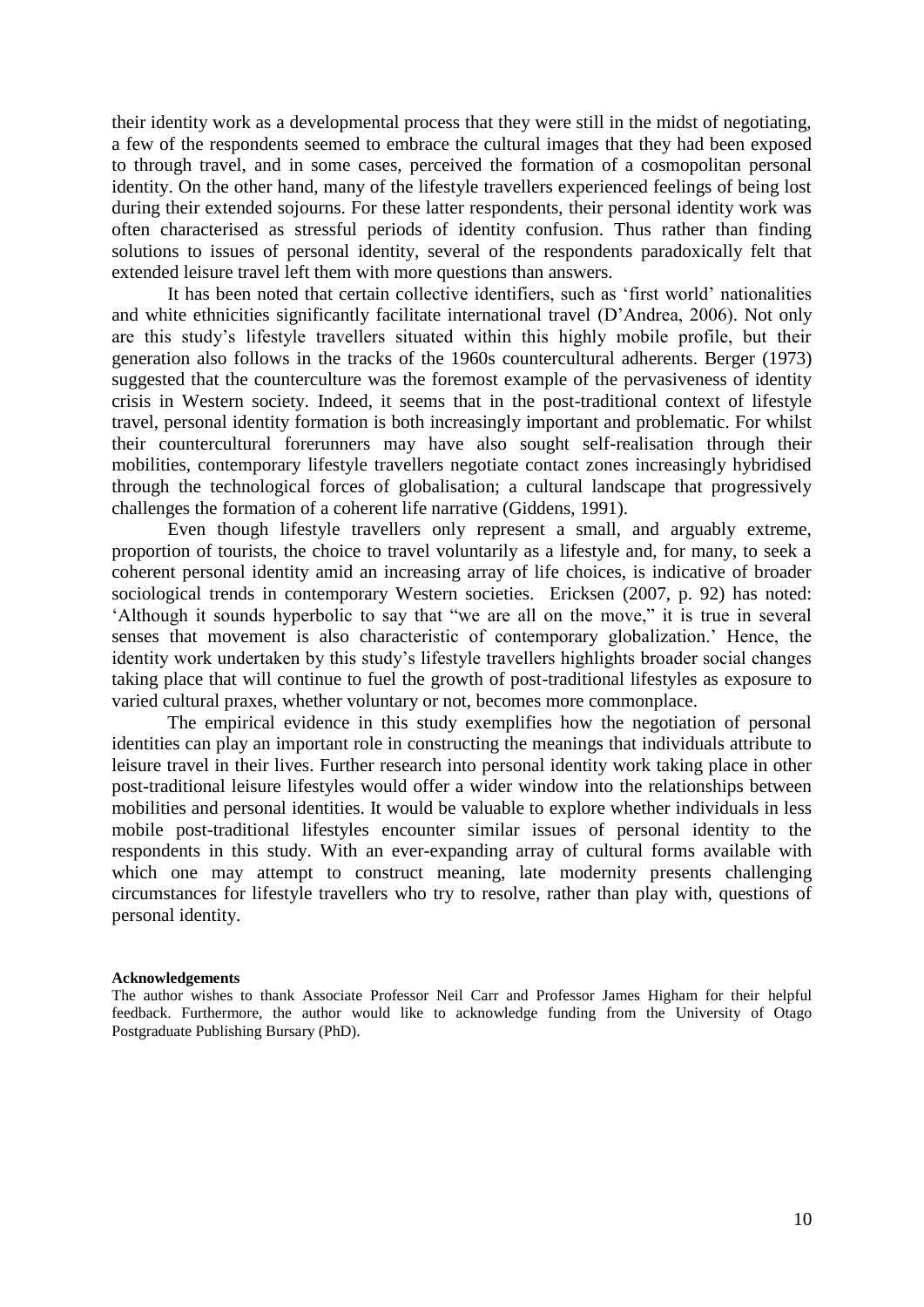their identity work as a developmental process that they were still in the midst of negotiating, a few of the respondents seemed to embrace the cultural images that they had been exposed to through travel, and in some cases, perceived the formation of a cosmopolitan personal identity. On the other hand, many of the lifestyle travellers experienced feelings of being lost during their extended sojourns. For these latter respondents, their personal identity work was often characterised as stressful periods of identity confusion. Thus rather than finding solutions to issues of personal identity, several of the respondents paradoxically felt that extended leisure travel left them with more questions than answers.

It has been noted that certain collective identifiers, such as 'first world' nationalities and white ethnicities significantly facilitate international travel (D'Andrea, 2006). Not only are this study's lifestyle travellers situated within this highly mobile profile, but their generation also follows in the tracks of the 1960s countercultural adherents. Berger (1973) suggested that the counterculture was the foremost example of the pervasiveness of identity crisis in Western society. Indeed, it seems that in the post-traditional context of lifestyle travel, personal identity formation is both increasingly important and problematic. For whilst their countercultural forerunners may have also sought self-realisation through their mobilities, contemporary lifestyle travellers negotiate contact zones increasingly hybridised through the technological forces of globalisation; a cultural landscape that progressively challenges the formation of a coherent life narrative (Giddens, 1991).

Even though lifestyle travellers only represent a small, and arguably extreme, proportion of tourists, the choice to travel voluntarily as a lifestyle and, for many, to seek a coherent personal identity amid an increasing array of life choices, is indicative of broader sociological trends in contemporary Western societies. Ericksen (2007, p. 92) has noted: 'Although it sounds hyperbolic to say that "we are all on the move," it is true in several senses that movement is also characteristic of contemporary globalization.' Hence, the identity work undertaken by this study's lifestyle travellers highlights broader social changes taking place that will continue to fuel the growth of post-traditional lifestyles as exposure to varied cultural praxes, whether voluntary or not, becomes more commonplace.

The empirical evidence in this study exemplifies how the negotiation of personal identities can play an important role in constructing the meanings that individuals attribute to leisure travel in their lives. Further research into personal identity work taking place in other post-traditional leisure lifestyles would offer a wider window into the relationships between mobilities and personal identities. It would be valuable to explore whether individuals in less mobile post-traditional lifestyles encounter similar issues of personal identity to the respondents in this study. With an ever-expanding array of cultural forms available with which one may attempt to construct meaning, late modernity presents challenging circumstances for lifestyle travellers who try to resolve, rather than play with, questions of personal identity.

**Acknowledgements**

The author wishes to thank Associate Professor Neil Carr and Professor James Higham for their helpful feedback. Furthermore, the author would like to acknowledge funding from the University of Otago Postgraduate Publishing Bursary (PhD).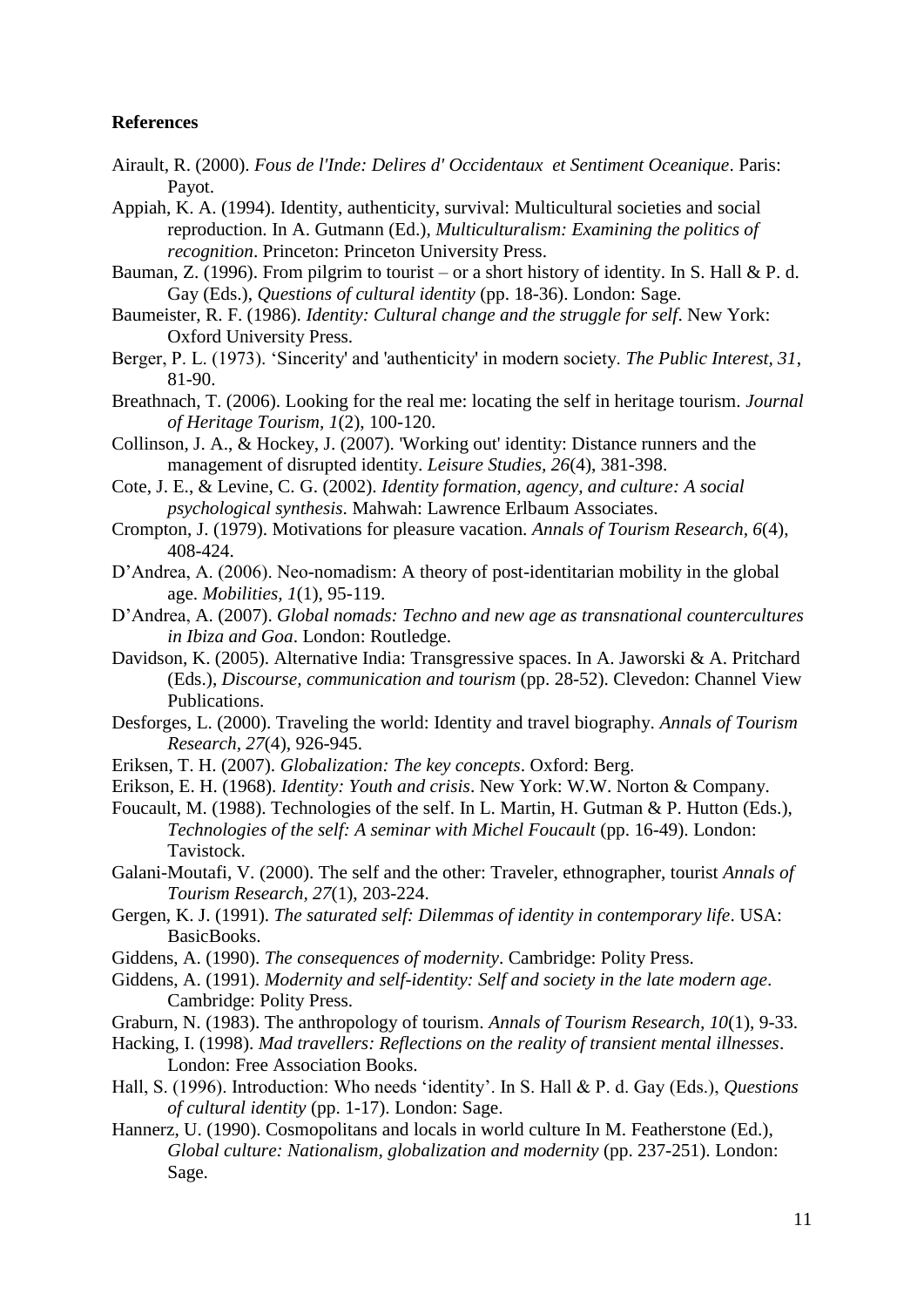**References**

Airault, R. (2000). *Fous de l'Inde: Delires d' Occidentaux et Sentiment Oceanique*. Paris: Payot.

Appiah, K. A. (1994). Identity, authenticity, survival: Multicultural societies and social reproduction. In A. Gutmann (Ed.), *Multiculturalism: Examining the politics of recognition*. Princeton: Princeton University Press.

Bauman, Z. (1996). From pilgrim to tourist – or a short history of identity. In S. Hall & P. d. Gay (Eds.), *Questions of cultural identity* (pp. 18-36). London: Sage.

Baumeister, R. F. (1986). *Identity: Cultural change and the struggle for self*. New York: Oxford University Press.

Berger, P. L. (1973). 'Sincerity' and 'authenticity' in modern society. *The Public Interest, 31*, 81-90.

Breathnach, T. (2006). Looking for the real me: locating the self in heritage tourism. *Journal of Heritage Tourism, 1*(2), 100-120.

Collinson, J. A., & Hockey, J. (2007). 'Working out' identity: Distance runners and the management of disrupted identity. *Leisure Studies, 26*(4), 381-398.

Cote, J. E., & Levine, C. G. (2002). *Identity formation, agency, and culture: A social psychological synthesis*. Mahwah: Lawrence Erlbaum Associates.

Crompton, J. (1979). Motivations for pleasure vacation. *Annals of Tourism Research, 6*(4), 408-424.

D'Andrea, A. (2006). Neo-nomadism: A theory of post-identitarian mobility in the global age. *Mobilities, 1*(1), 95-119.

D'Andrea, A. (2007). *Global nomads: Techno and new age as transnational countercultures in Ibiza and Goa*. London: Routledge.

Davidson, K. (2005). Alternative India: Transgressive spaces. In A. Jaworski & A. Pritchard (Eds.), *Discourse, communication and tourism* (pp. 28-52). Clevedon: Channel View Publications.

Desforges, L. (2000). Traveling the world: Identity and travel biography. *Annals of Tourism Research, 27*(4), 926-945.

Eriksen, T. H. (2007). *Globalization: The key concepts*. Oxford: Berg.

Erikson, E. H. (1968). *Identity: Youth and crisis*. New York: W.W. Norton & Company.

Foucault, M. (1988). Technologies of the self. In L. Martin, H. Gutman & P. Hutton (Eds.), *Technologies of the self: A seminar with Michel Foucault* (pp. 16-49). London: Tavistock.

Galani-Moutafi, V. (2000). The self and the other: Traveler, ethnographer, tourist *Annals of Tourism Research, 27*(1), 203-224.

Gergen, K. J. (1991). *The saturated self: Dilemmas of identity in contemporary life*. USA: BasicBooks.

Giddens, A. (1990). *The consequences of modernity*. Cambridge: Polity Press.

Giddens, A. (1991). *Modernity and self-identity: Self and society in the late modern age*. Cambridge: Polity Press.

Graburn, N. (1983). The anthropology of tourism. *Annals of Tourism Research, 10*(1), 9-33.

Hacking, I. (1998). *Mad travellers: Reflections on the reality of transient mental illnesses*. London: Free Association Books.

Hall, S. (1996). Introduction: Who needs 'identity'. In S. Hall & P. d. Gay (Eds.), *Questions of cultural identity* (pp. 1-17). London: Sage.

Hannerz, U. (1990). Cosmopolitans and locals in world culture In M. Featherstone (Ed.), *Global culture: Nationalism, globalization and modernity* (pp. 237-251). London: Sage.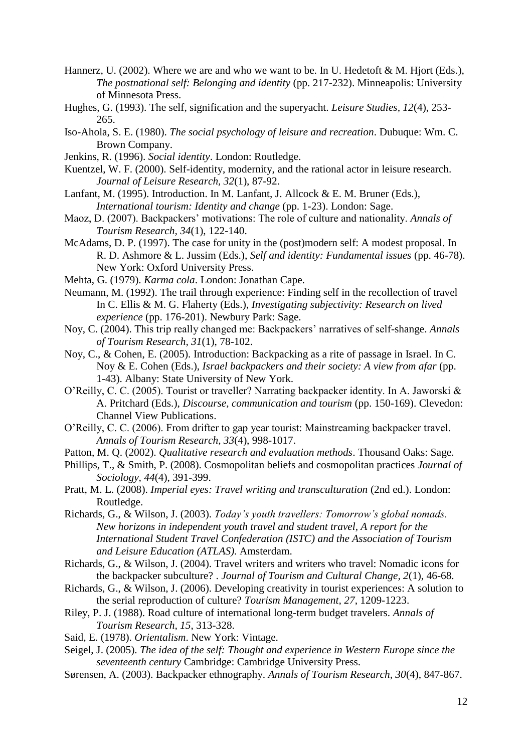Hannerz, U. (2002). Where we are and who we want to be. In U. Hedetoft & M. Hjort (Eds.), *The postnational self: Belonging and identity* (pp. 217-232). Minneapolis: University of Minnesota Press.

Hughes, G. (1993). The self, signification and the superyacht. *Leisure Studies, 12*(4), 253-265.

Iso-Ahola, S. E. (1980). *The social psychology of leisure and recreation*. Dubuque: Wm. C. Brown Company.

Jenkins, R. (1996). *Social identity*. London: Routledge.

Kuentzel, W. F. (2000). Self-identity, modernity, and the rational actor in leisure research. *Journal of Leisure Research, 32*(1), 87-92.

Lanfant, M. (1995). Introduction. In M. Lanfant, J. Allcock & E. M. Bruner (Eds.), *International tourism: Identity and change* (pp. 1-23). London: Sage.

Maoz, D. (2007). Backpackers' motivations: The role of culture and nationality. *Annals of Tourism Research, 34*(1), 122-140.

McAdams, D. P. (1997). The case for unity in the (post)modern self: A modest proposal. In R. D. Ashmore & L. Jussim (Eds.), *Self and identity: Fundamental issues* (pp. 46-78). New York: Oxford University Press.

Mehta, G. (1979). *Karma cola*. London: Jonathan Cape.

Neumann, M. (1992). The trail through experience: Finding self in the recollection of travel In C. Ellis & M. G. Flaherty (Eds.), *Investigating subjectivity: Research on lived experience* (pp. 176-201). Newbury Park: Sage.

Noy, C. (2004). This trip really changed me: Backpackers' narratives of self-shange. *Annals of Tourism Research, 31*(1), 78-102.

Noy, C., & Cohen, E. (2005). Introduction: Backpacking as a rite of passage in Israel. In C. Noy & E. Cohen (Eds.), *Israel backpackers and their society: A view from afar* (pp. 1-43). Albany: State University of New York.

O'Reilly, C. C. (2005). Tourist or traveller? Narrating backpacker identity. In A. Jaworski & A. Pritchard (Eds.), *Discourse, communication and tourism* (pp. 150-169). Clevedon: Channel View Publications.

O'Reilly, C. C. (2006). From drifter to gap year tourist: Mainstreaming backpacker travel. *Annals of Tourism Research, 33*(4), 998-1017.

Patton, M. Q. (2002). *Qualitative research and evaluation methods*. Thousand Oaks: Sage.

Phillips, T., & Smith, P. (2008). Cosmopolitan beliefs and cosmopolitan practices *Journal of Sociology, 44*(4), 391-399.

Pratt, M. L. (2008). *Imperial eyes: Travel writing and transculturation* (2nd ed.). London: Routledge.

Richards, G., & Wilson, J. (2003). *Today's youth travellers: Tomorrow's global nomads. New horizons in independent youth travel and student travel, A report for the International Student Travel Confederation (ISTC) and the Association of Tourism and Leisure Education (ATLAS)*. Amsterdam.

Richards, G., & Wilson, J. (2004). Travel writers and writers who travel: Nomadic icons for the backpacker subculture? . *Journal of Tourism and Cultural Change, 2*(1), 46-68.

Richards, G., & Wilson, J. (2006). Developing creativity in tourist experiences: A solution to the serial reproduction of culture? *Tourism Management, 27*, 1209-1223.

Riley, P. J. (1988). Road culture of international long-term budget travelers. *Annals of Tourism Research, 15*, 313-328.

Said, E. (1978). *Orientalism*. New York: Vintage.

Seigel, J. (2005). *The idea of the self: Thought and experience in Western Europe since the seventeenth century* Cambridge: Cambridge University Press.

Sørensen, A. (2003). Backpacker ethnography. *Annals of Tourism Research, 30*(4), 847-867.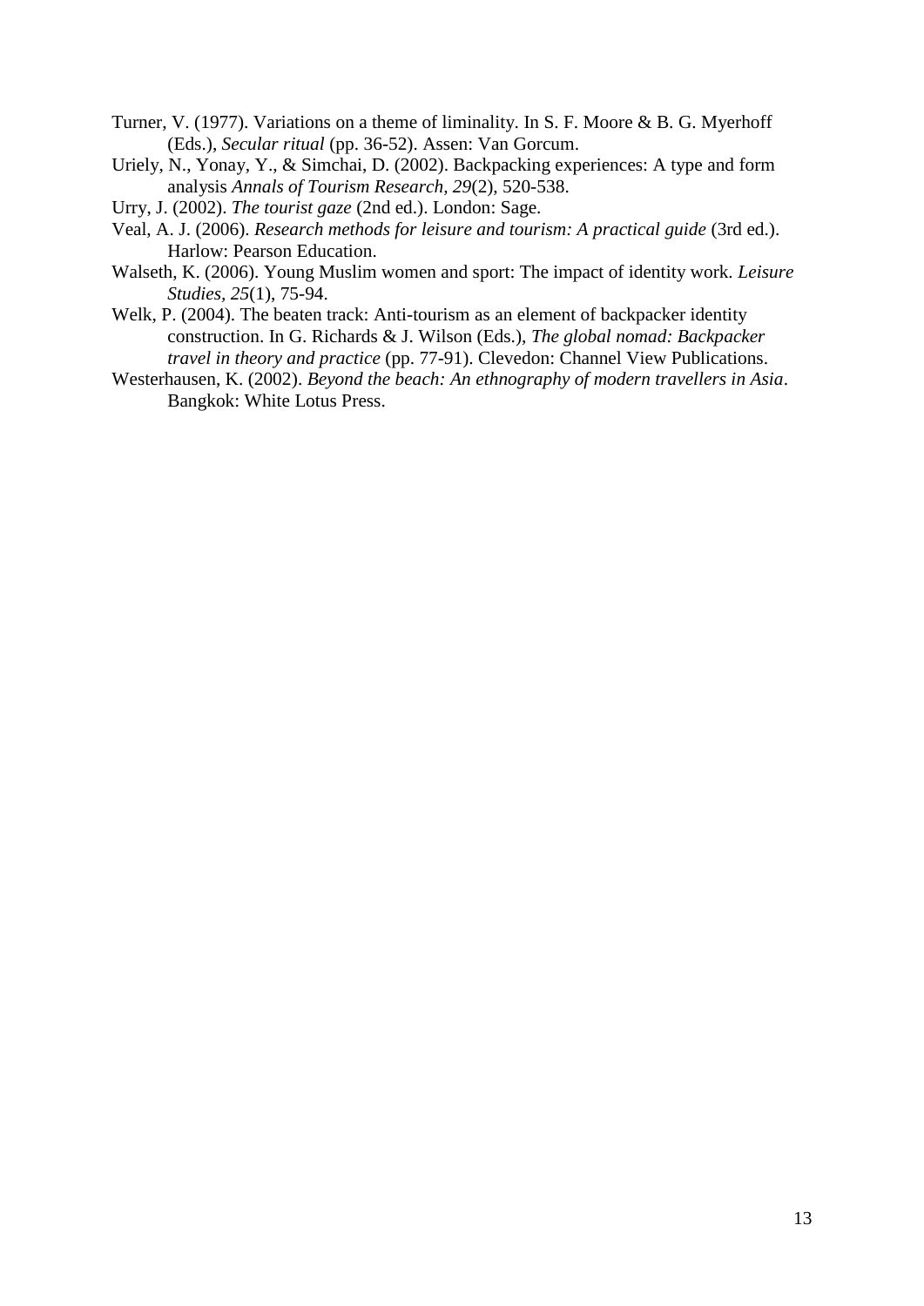Turner, V. (1977). Variations on a theme of liminality. In S. F. Moore & B. G. Myerhoff (Eds.), *Secular ritual* (pp. 36-52). Assen: Van Gorcum.

Uriely, N., Yonay, Y., & Simchai, D. (2002). Backpacking experiences: A type and form analysis *Annals of Tourism Research, 29*(2), 520-538.

Urry, J. (2002). *The tourist gaze* (2nd ed.). London: Sage.

Veal, A. J. (2006). *Research methods for leisure and tourism: A practical guide* (3rd ed.). Harlow: Pearson Education.

Walseth, K. (2006). Young Muslim women and sport: The impact of identity work. *Leisure Studies, 25*(1), 75-94.

Welk, P. (2004). The beaten track: Anti-tourism as an element of backpacker identity construction. In G. Richards & J. Wilson (Eds.), *The global nomad: Backpacker travel in theory and practice* (pp. 77-91). Clevedon: Channel View Publications.

Westerhausen, K. (2002). *Beyond the beach: An ethnography of modern travellers in Asia*. Bangkok: White Lotus Press.